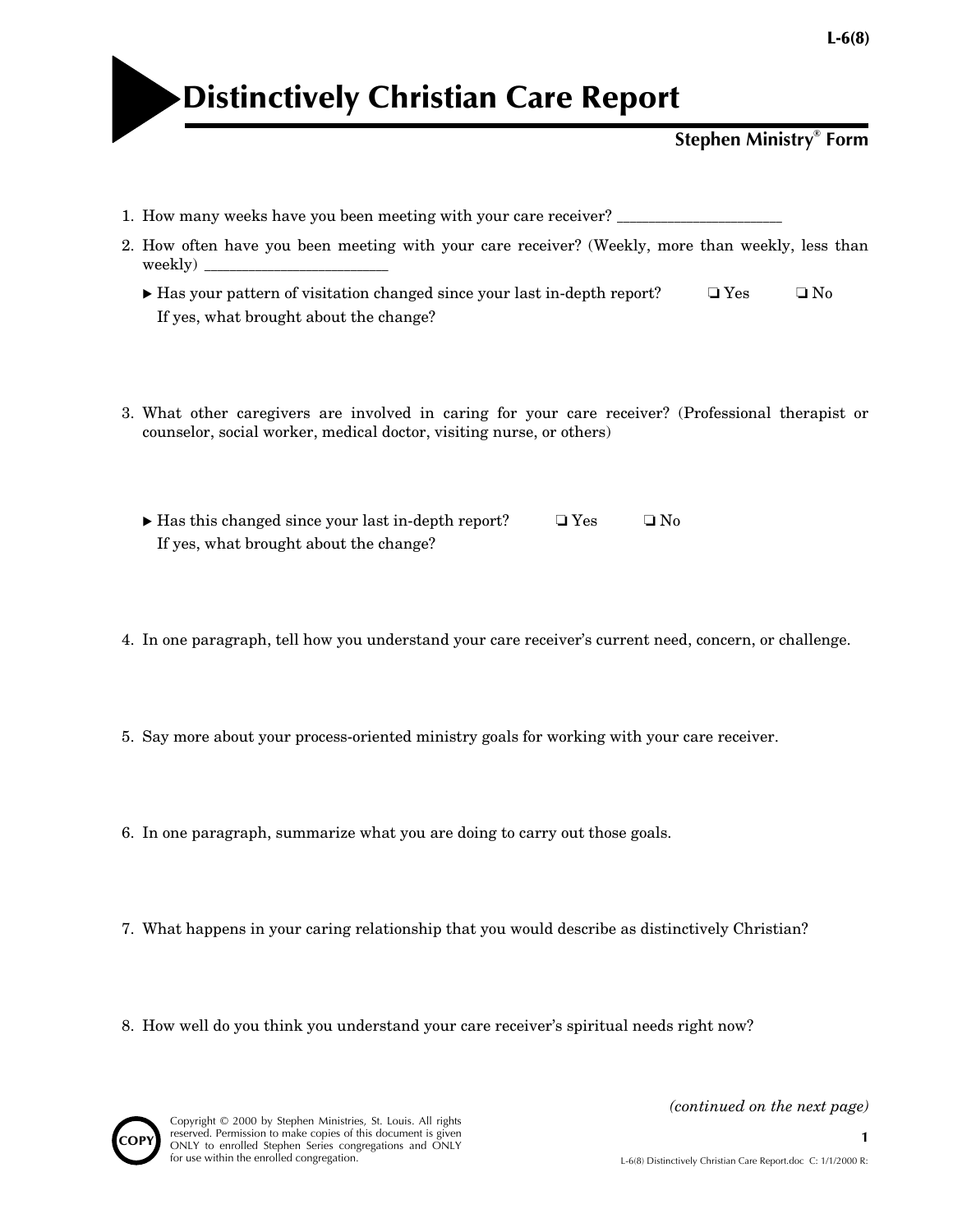# Distinctively Christian Care Report

**Stephen Ministry® Form**

1. How many weeks have you been meeting with your care receiver? ______________________

2. How often have you been meeting with your care receiver? (Weekly, more than weekly, less than weekly) ________________________

   ▸ Has your pattern of visitation changed since your last in-depth report? ❏ Yes ❏ No
   If yes, what brought about the change?

3. What other caregivers are involved in caring for your care receiver? (Professional therapist or counselor, social worker, medical doctor, visiting nurse, or others)

   ▸ Has this changed since your last in-depth report? ❏ Yes ❏ No
   If yes, what brought about the change?

4. In one paragraph, tell how you understand your care receiver's current need, concern, or challenge.

5. Say more about your process-oriented ministry goals for working with your care receiver.

6. In one paragraph, summarize what you are doing to carry out those goals.

7. What happens in your caring relationship that you would describe as distinctively Christian?

8. How well do you think you understand your care receiver's spiritual needs right now?

*(continued on the next page)*

Copyright © 2000 by Stephen Ministries, St. Louis. All rights reserved. Permission to make copies of this document is given ONLY to enrolled Stephen Series congregations and ONLY for use within the enrolled congregation.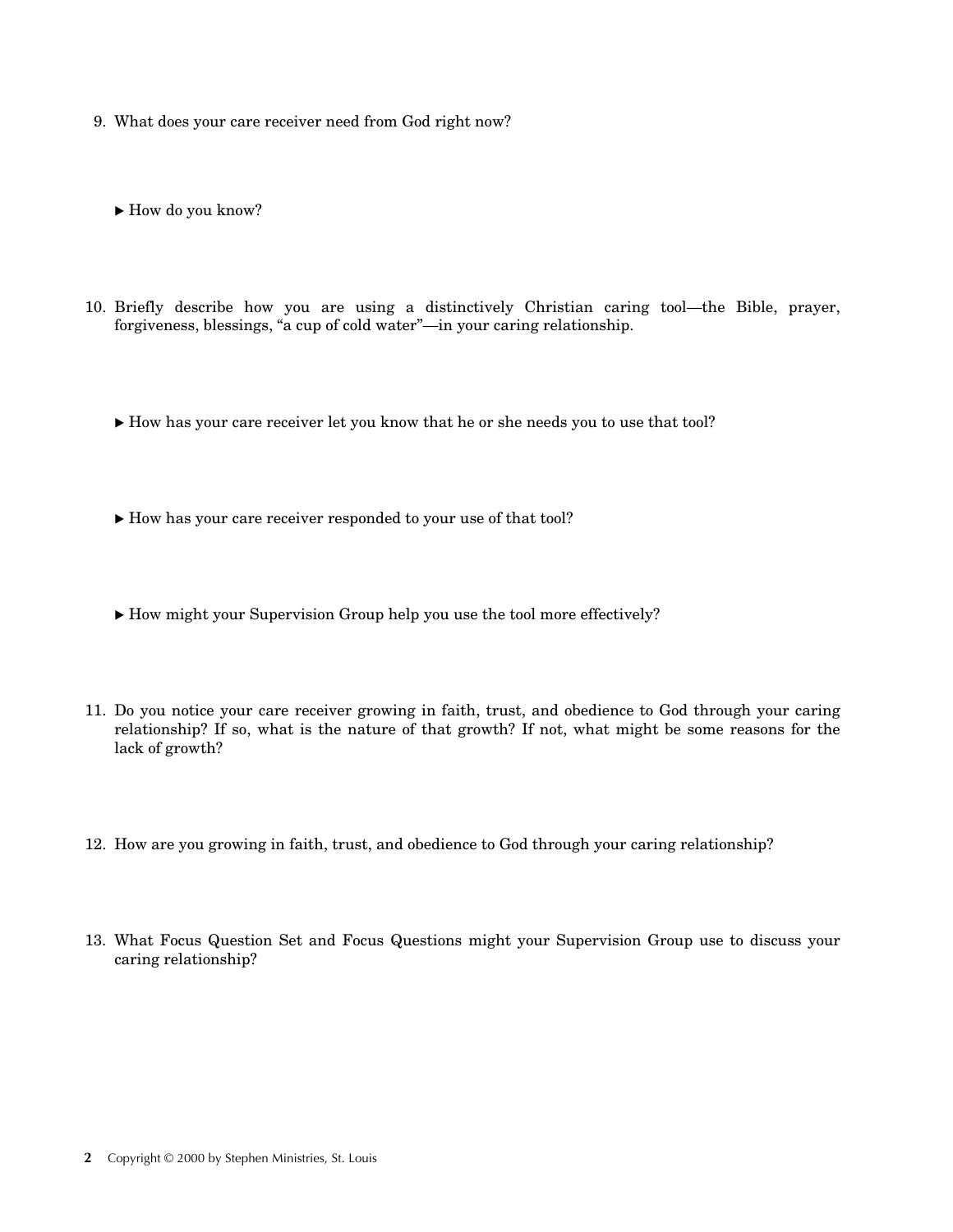9. What does your care receiver need from God right now?

   ▶ How do you know?

10. Briefly describe how you are using a distinctively Christian caring tool—the Bible, prayer, forgiveness, blessings, "a cup of cold water"—in your caring relationship.

    ▶ How has your care receiver let you know that he or she needs you to use that tool?

    ▶ How has your care receiver responded to your use of that tool?

    ▶ How might your Supervision Group help you use the tool more effectively?

11. Do you notice your care receiver growing in faith, trust, and obedience to God through your caring relationship? If so, what is the nature of that growth? If not, what might be some reasons for the lack of growth?

12. How are you growing in faith, trust, and obedience to God through your caring relationship?

13. What Focus Question Set and Focus Questions might your Supervision Group use to discuss your caring relationship?

Copyright © 2000 by Stephen Ministries, St. Louis